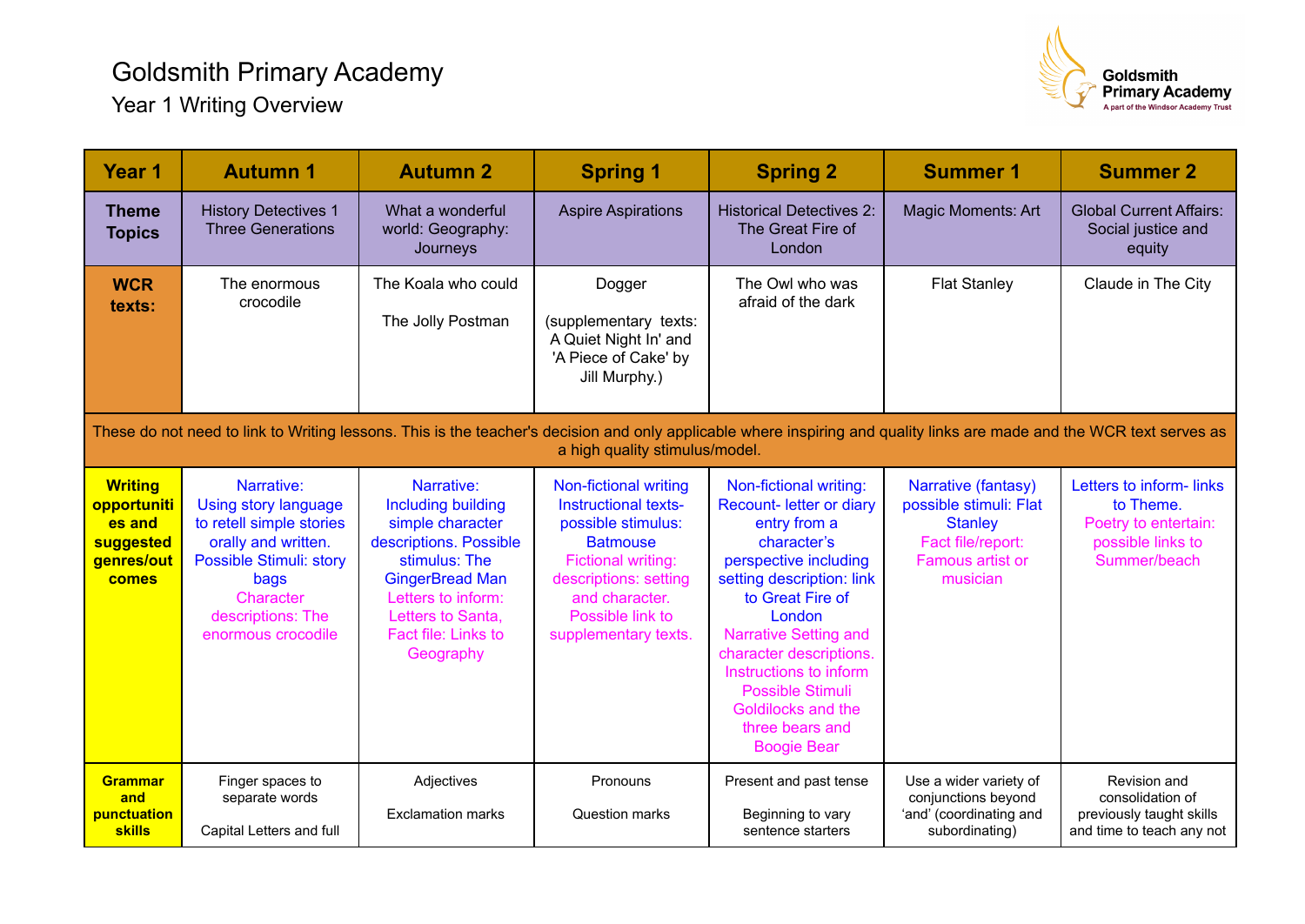# Goldsmith Primary Academy

## Year 1 Writing Overview

| Year 1 | Autumn 1 | Autumn 2 | Spring 1 | Spring 2 | Summer 1 | Summer 2 |
|---|---|---|---|---|---|---|
| **Theme Topics** | History Detectives 1 Three Generations | What a wonderful world: Geography: Journeys | Aspire Aspirations | Historical Detectives 2: The Great Fire of London | Magic Moments: Art | Global Current Affairs: Social justice and equity |
| **WCR texts:** | The enormous crocodile | The Koala who could<br><br>The Jolly Postman | Dogger<br><br>(supplementary texts: A Quiet Night In' and 'A Piece of Cake' by Jill Murphy.) | The Owl who was afraid of the dark | Flat Stanley | Claude in The City |
| These do not need to link to Writing lessons. This is the teacher's decision and only applicable where inspiring and quality links are made and the WCR text serves as a high quality stimulus/model. | | | | | | |
| **Writing opportunities and suggested genres/outcomes** | Narrative: Using story language to retell simple stories orally and written. Possible Stimuli: story bags<br>Character descriptions: The enormous crocodile | Narrative: Including building simple character descriptions. Possible stimulus: The GingerBread Man<br>Letters to inform: Letters to Santa, Fact file: Links to Geography | Non-fictional writing Instructional texts- possible stimulus: Batmouse<br>Fictional writing: descriptions: setting and character. Possible link to supplementary texts. | Non-fictional writing: Recount- letter or diary entry from a character's perspective including setting description: link to Great Fire of London<br>Narrative Setting and character descriptions. Instructions to inform Possible Stimuli Goldilocks and the three bears and Boogie Bear | Narrative (fantasy) possible stimuli: Flat Stanley<br>Fact file/report: Famous artist or musician | Letters to inform- links to Theme.<br>Poetry to entertain: possible links to Summer/beach |
| **Grammar and punctuation skills** | Finger spaces to separate words<br><br>Capital Letters and full | Adjectives<br><br>Exclamation marks | Pronouns<br><br>Question marks | Present and past tense<br><br>Beginning to vary sentence starters | Use a wider variety of conjunctions beyond 'and' (coordinating and subordinating) | Revision and consolidation of previously taught skills and time to teach any not |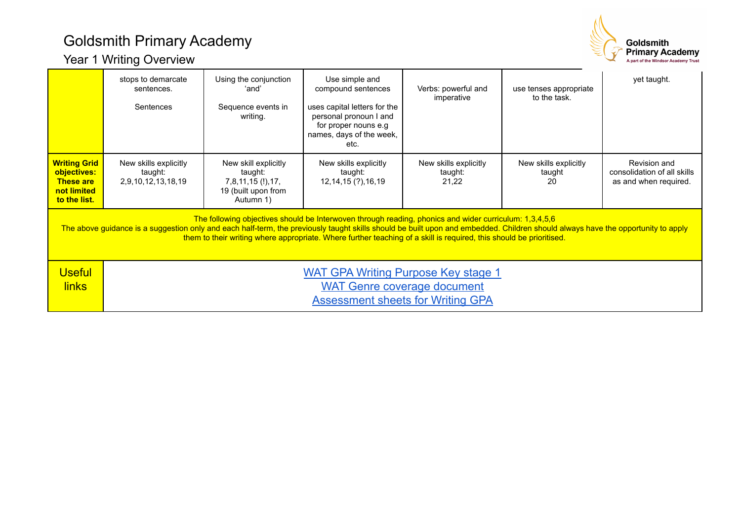# Goldsmith Primary Academy

## Year 1 Writing Overview

| | | | | | | |
|---|---|---|---|---|---|---|
| | stops to demarcate sentences.<br><br>Sentences | Using the conjunction 'and'<br><br>Sequence events in writing. | Use simple and compound sentences<br><br>uses capital letters for the personal pronoun I and for proper nouns e.g names, days of the week, etc. | Verbs: powerful and imperative | use tenses appropriate to the task. | yet taught. |
| **Writing Grid objectives: These are not limited to the list.** | New skills explicitly taught:<br>2,9,10,12,13,18,19 | New skill explicitly taught:<br>7,8,11,15 (!),17,<br>19 (built upon from Autumn 1) | New skills explicitly taught:<br>12,14,15 (?),16,19 | New skills explicitly taught:<br>21,22 | New skills explicitly taught<br>20 | Revision and consolidation of all skills as and when required. |
| The following objectives should be Interwoven through reading, phonics and wider curriculum: 1,3,4,5,6<br>The above guidance is a suggestion only and each half-term, the previously taught skills should be built upon and embedded. Children should always have the opportunity to apply them to their writing where appropriate. Where further teaching of a skill is required, this should be prioritised. | | | | | | |
| Useful links | WAT GPA Writing Purpose Key stage 1<br>WAT Genre coverage document<br>Assessment sheets for Writing GPA | | | | | |